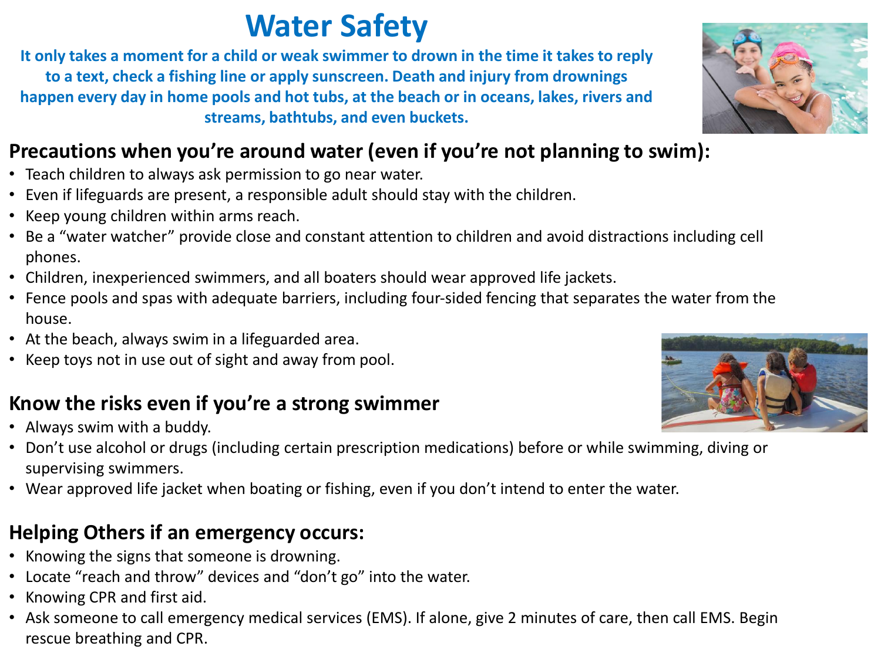# Water Safety

**It only takes a moment for a child or weak swimmer to drown in the time it takes to reply to a text, check a fishing line or apply sunscreen. Death and injury from drownings happen every day in home pools and hot tubs, at the beach or in oceans, lakes, rivers and streams, bathtubs, and even buckets.**

## Precautions when you're around water (even if you're not planning to swim):

- Teach children to always ask permission to go near water.
- Even if lifeguards are present, a responsible adult should stay with the children.
- Keep young children within arms reach.
- Be a "water watcher" provide close and constant attention to children and avoid distractions including cell phones.
- Children, inexperienced swimmers, and all boaters should wear approved life jackets.
- Fence pools and spas with adequate barriers, including four-sided fencing that separates the water from the house.
- At the beach, always swim in a lifeguarded area.
- Keep toys not in use out of sight and away from pool.

## Know the risks even if you're a strong swimmer

- Always swim with a buddy.
- Don't use alcohol or drugs (including certain prescription medications) before or while swimming, diving or supervising swimmers.
- Wear approved life jacket when boating or fishing, even if you don't intend to enter the water.

## Helping Others if an emergency occurs:

- Knowing the signs that someone is drowning.
- Locate "reach and throw" devices and "don't go" into the water.
- Knowing CPR and first aid.
- Ask someone to call emergency medical services (EMS). If alone, give 2 minutes of care, then call EMS. Begin rescue breathing and CPR.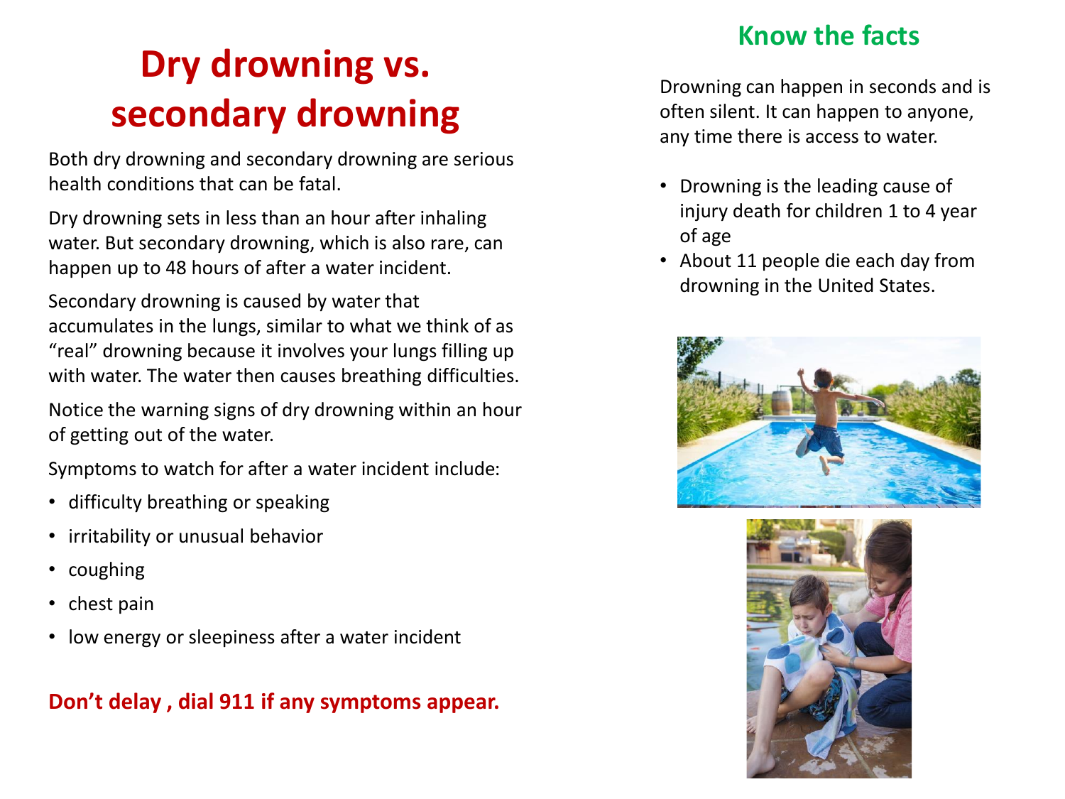# Dry drowning vs. secondary drowning

Both dry drowning and secondary drowning are serious health conditions that can be fatal.

Dry drowning sets in less than an hour after inhaling water. But secondary drowning, which is also rare, can happen up to 48 hours of after a water incident.

Secondary drowning is caused by water that accumulates in the lungs, similar to what we think of as "real" drowning because it involves your lungs filling up with water. The water then causes breathing difficulties.

Notice the warning signs of dry drowning within an hour of getting out of the water.

Symptoms to watch for after a water incident include:

- difficulty breathing or speaking
- irritability or unusual behavior
- coughing
- chest pain
- low energy or sleepiness after a water incident

**Don't delay , dial 911 if any symptoms appear.**

## Know the facts

Drowning can happen in seconds and is often silent. It can happen to anyone, any time there is access to water.

- Drowning is the leading cause of injury death for children 1 to 4 year of age
- About 11 people die each day from drowning in the United States.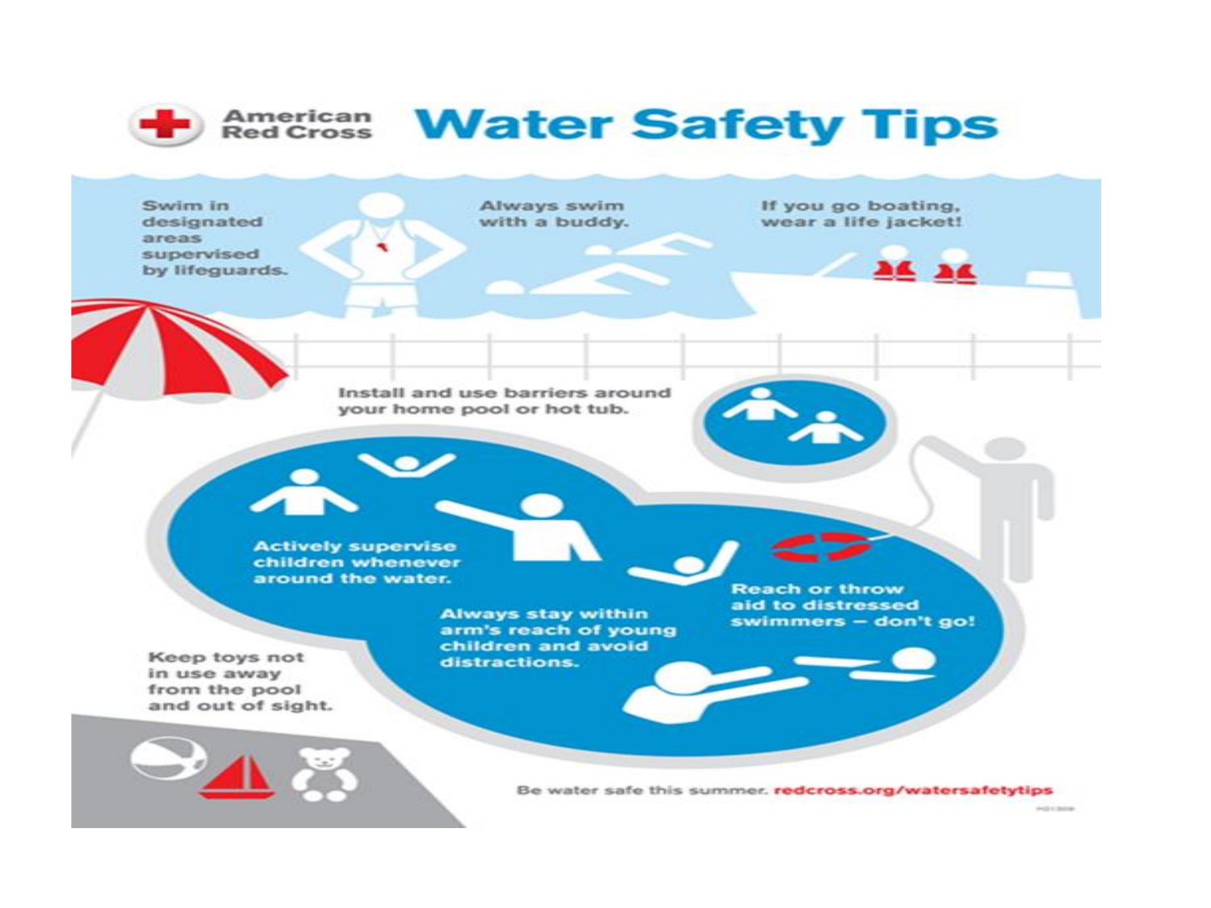American Red Cross

# Water Safety Tips

Swim in designated areas supervised by lifeguards.

Always swim with a buddy.

If you go boating, wear a life jacket!

Install and use barriers around your home pool or hot tub.

Actively supervise children whenever around the water.

Always stay within arm's reach of young children and avoid distractions.

Reach or throw aid to distressed swimmers – don't go!

Keep toys not in use away from the pool and out of sight.

Be water safe this summer. redcross.org/watersafetytips